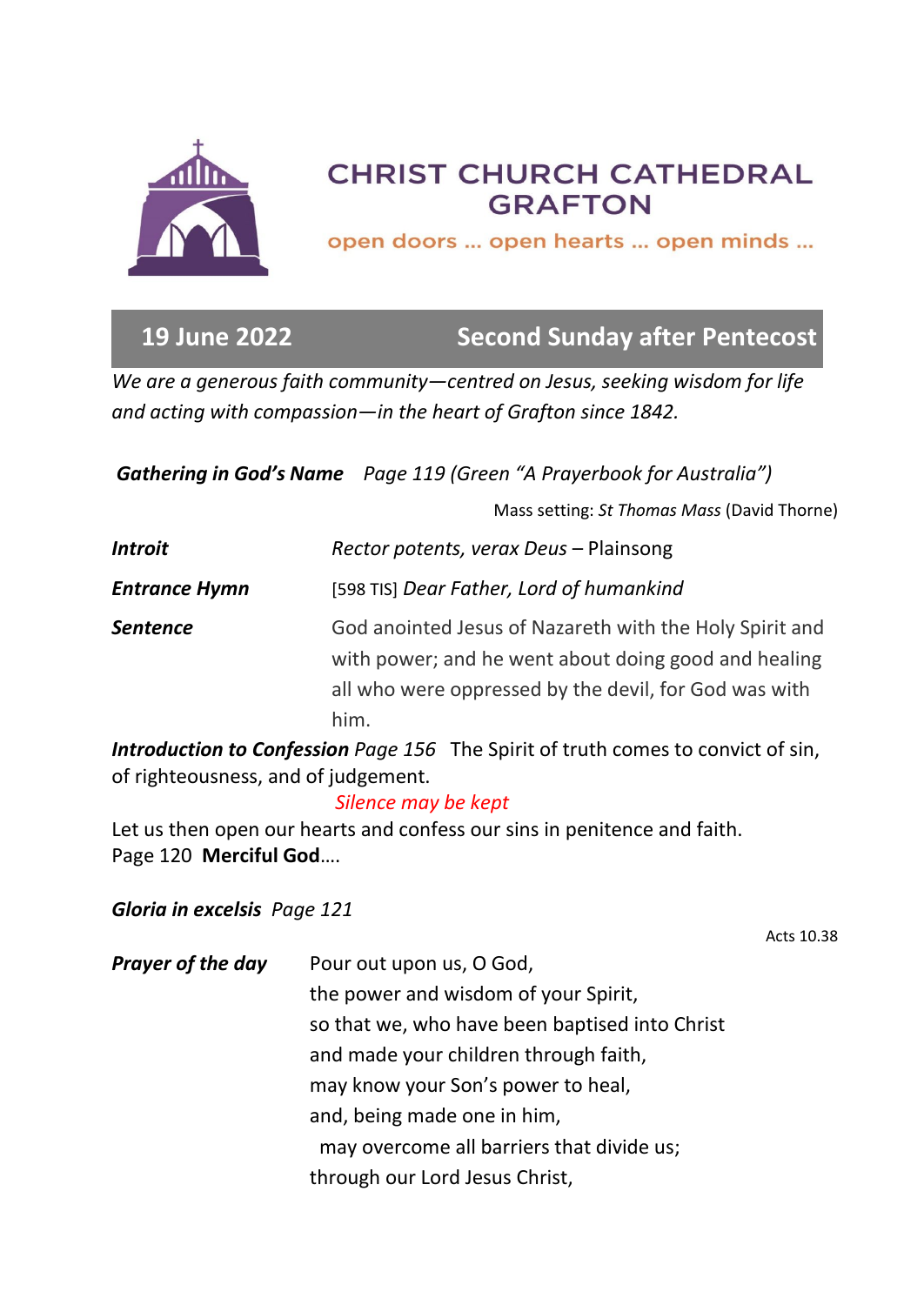# CHRIST CHURCH CATHEDRAL GRAFTON

open doors ... open hearts ... open minds ...

## 19 June 2022 — Second Sunday after Pentecost

*We are a generous faith community—centred on Jesus, seeking wisdom for life and acting with compassion—in the heart of Grafton since 1842.*

***Gathering in God's Name*** *Page 119 (Green "A Prayerbook for Australia")*

Mass setting: *St Thomas Mass* (David Thorne)

***Introit*** *Rector potents, verax Deus* – Plainsong

***Entrance Hymn*** [598 TIS] *Dear Father, Lord of humankind*

***Sentence*** God anointed Jesus of Nazareth with the Holy Spirit and with power; and he went about doing good and healing all who were oppressed by the devil, for God was with him.

Acts 10.38

***Introduction to Confession*** *Page 156* The Spirit of truth comes to convict of sin, of righteousness, and of judgement.

*Silence may be kept*

Let us then open our hearts and confess our sins in penitence and faith.
Page 120 **Merciful God**....

***Gloria in excelsis*** *Page 121*

***Prayer of the day***

Pour out upon us, O God,
the power and wisdom of your Spirit,
so that we, who have been baptised into Christ
and made your children through faith,
may know your Son's power to heal,
and, being made one in him,
may overcome all barriers that divide us;
through our Lord Jesus Christ,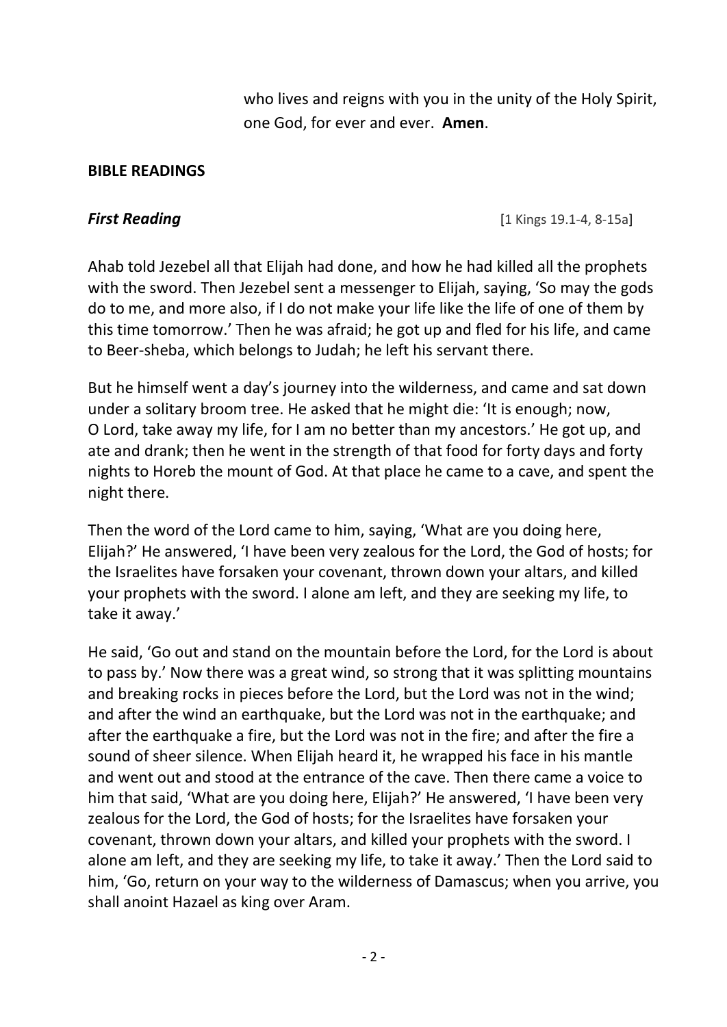who lives and reigns with you in the unity of the Holy Spirit,
one God, for ever and ever. **Amen**.

**BIBLE READINGS**

***First Reading*** [1 Kings 19.1-4, 8-15a]

Ahab told Jezebel all that Elijah had done, and how he had killed all the prophets with the sword. Then Jezebel sent a messenger to Elijah, saying, 'So may the gods do to me, and more also, if I do not make your life like the life of one of them by this time tomorrow.' Then he was afraid; he got up and fled for his life, and came to Beer-sheba, which belongs to Judah; he left his servant there.

But he himself went a day's journey into the wilderness, and came and sat down under a solitary broom tree. He asked that he might die: 'It is enough; now, O Lord, take away my life, for I am no better than my ancestors.' He got up, and ate and drank; then he went in the strength of that food for forty days and forty nights to Horeb the mount of God. At that place he came to a cave, and spent the night there.

Then the word of the Lord came to him, saying, 'What are you doing here, Elijah?' He answered, 'I have been very zealous for the Lord, the God of hosts; for the Israelites have forsaken your covenant, thrown down your altars, and killed your prophets with the sword. I alone am left, and they are seeking my life, to take it away.'

He said, 'Go out and stand on the mountain before the Lord, for the Lord is about to pass by.' Now there was a great wind, so strong that it was splitting mountains and breaking rocks in pieces before the Lord, but the Lord was not in the wind; and after the wind an earthquake, but the Lord was not in the earthquake; and after the earthquake a fire, but the Lord was not in the fire; and after the fire a sound of sheer silence. When Elijah heard it, he wrapped his face in his mantle and went out and stood at the entrance of the cave. Then there came a voice to him that said, 'What are you doing here, Elijah?' He answered, 'I have been very zealous for the Lord, the God of hosts; for the Israelites have forsaken your covenant, thrown down your altars, and killed your prophets with the sword. I alone am left, and they are seeking my life, to take it away.' Then the Lord said to him, 'Go, return on your way to the wilderness of Damascus; when you arrive, you shall anoint Hazael as king over Aram.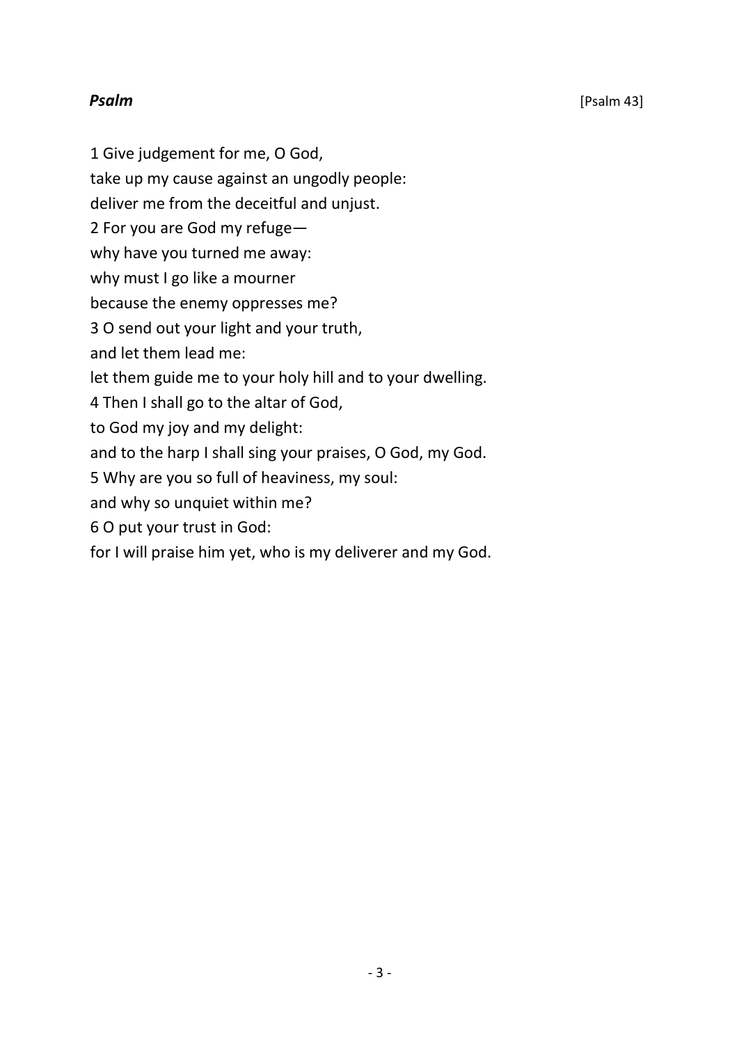***Psalm*** [Psalm 43]

1 Give judgement for me, O God,  
take up my cause against an ungodly people:  
deliver me from the deceitful and unjust.  
2 For you are God my refuge—  
why have you turned me away:  
why must I go like a mourner  
because the enemy oppresses me?  
3 O send out your light and your truth,  
and let them lead me:  
let them guide me to your holy hill and to your dwelling.  
4 Then I shall go to the altar of God,  
to God my joy and my delight:  
and to the harp I shall sing your praises, O God, my God.  
5 Why are you so full of heaviness, my soul:  
and why so unquiet within me?  
6 O put your trust in God:  
for I will praise him yet, who is my deliverer and my God.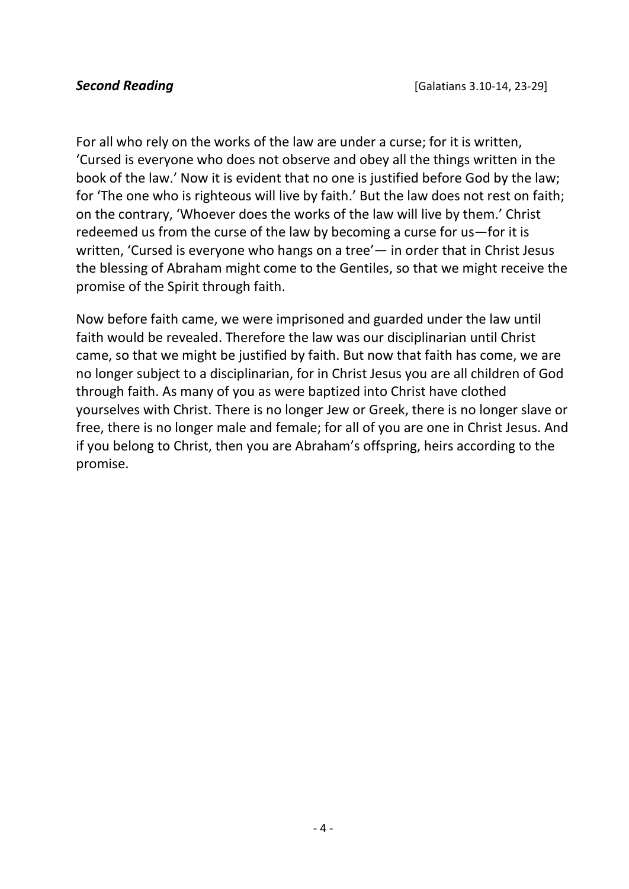***Second Reading*** [Galatians 3.10-14, 23-29]

For all who rely on the works of the law are under a curse; for it is written, 'Cursed is everyone who does not observe and obey all the things written in the book of the law.' Now it is evident that no one is justified before God by the law; for 'The one who is righteous will live by faith.' But the law does not rest on faith; on the contrary, 'Whoever does the works of the law will live by them.' Christ redeemed us from the curse of the law by becoming a curse for us—for it is written, 'Cursed is everyone who hangs on a tree'— in order that in Christ Jesus the blessing of Abraham might come to the Gentiles, so that we might receive the promise of the Spirit through faith.

Now before faith came, we were imprisoned and guarded under the law until faith would be revealed. Therefore the law was our disciplinarian until Christ came, so that we might be justified by faith. But now that faith has come, we are no longer subject to a disciplinarian, for in Christ Jesus you are all children of God through faith. As many of you as were baptized into Christ have clothed yourselves with Christ. There is no longer Jew or Greek, there is no longer slave or free, there is no longer male and female; for all of you are one in Christ Jesus. And if you belong to Christ, then you are Abraham's offspring, heirs according to the promise.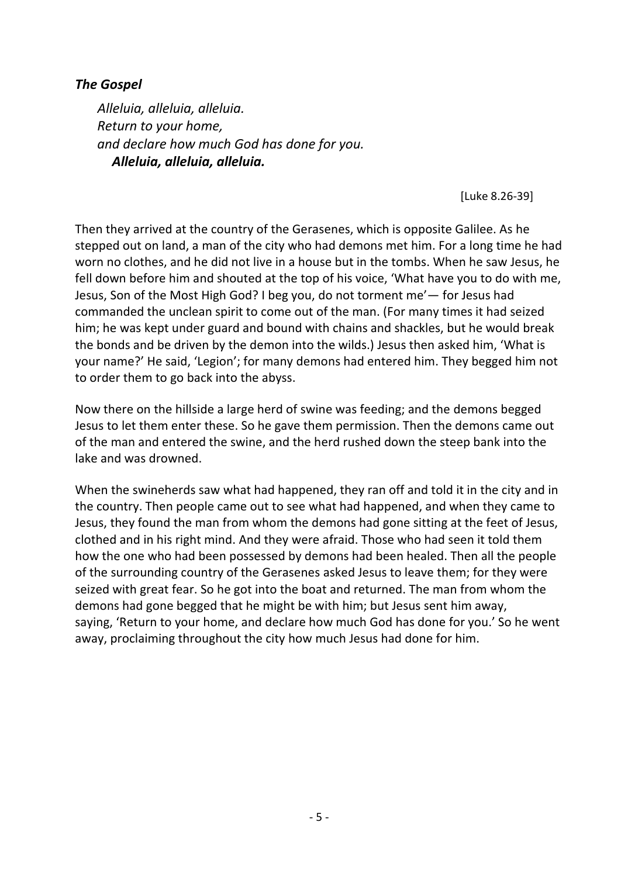### *The Gospel*

*Alleluia, alleluia, alleluia.*
*Return to your home,*
*and declare how much God has done for you.*
***Alleluia, alleluia, alleluia.***

[Luke 8.26-39]

Then they arrived at the country of the Gerasenes, which is opposite Galilee. As he stepped out on land, a man of the city who had demons met him. For a long time he had worn no clothes, and he did not live in a house but in the tombs. When he saw Jesus, he fell down before him and shouted at the top of his voice, 'What have you to do with me, Jesus, Son of the Most High God? I beg you, do not torment me'— for Jesus had commanded the unclean spirit to come out of the man. (For many times it had seized him; he was kept under guard and bound with chains and shackles, but he would break the bonds and be driven by the demon into the wilds.) Jesus then asked him, 'What is your name?' He said, 'Legion'; for many demons had entered him. They begged him not to order them to go back into the abyss.

Now there on the hillside a large herd of swine was feeding; and the demons begged Jesus to let them enter these. So he gave them permission. Then the demons came out of the man and entered the swine, and the herd rushed down the steep bank into the lake and was drowned.

When the swineherds saw what had happened, they ran off and told it in the city and in the country. Then people came out to see what had happened, and when they came to Jesus, they found the man from whom the demons had gone sitting at the feet of Jesus, clothed and in his right mind. And they were afraid. Those who had seen it told them how the one who had been possessed by demons had been healed. Then all the people of the surrounding country of the Gerasenes asked Jesus to leave them; for they were seized with great fear. So he got into the boat and returned. The man from whom the demons had gone begged that he might be with him; but Jesus sent him away, saying, 'Return to your home, and declare how much God has done for you.' So he went away, proclaiming throughout the city how much Jesus had done for him.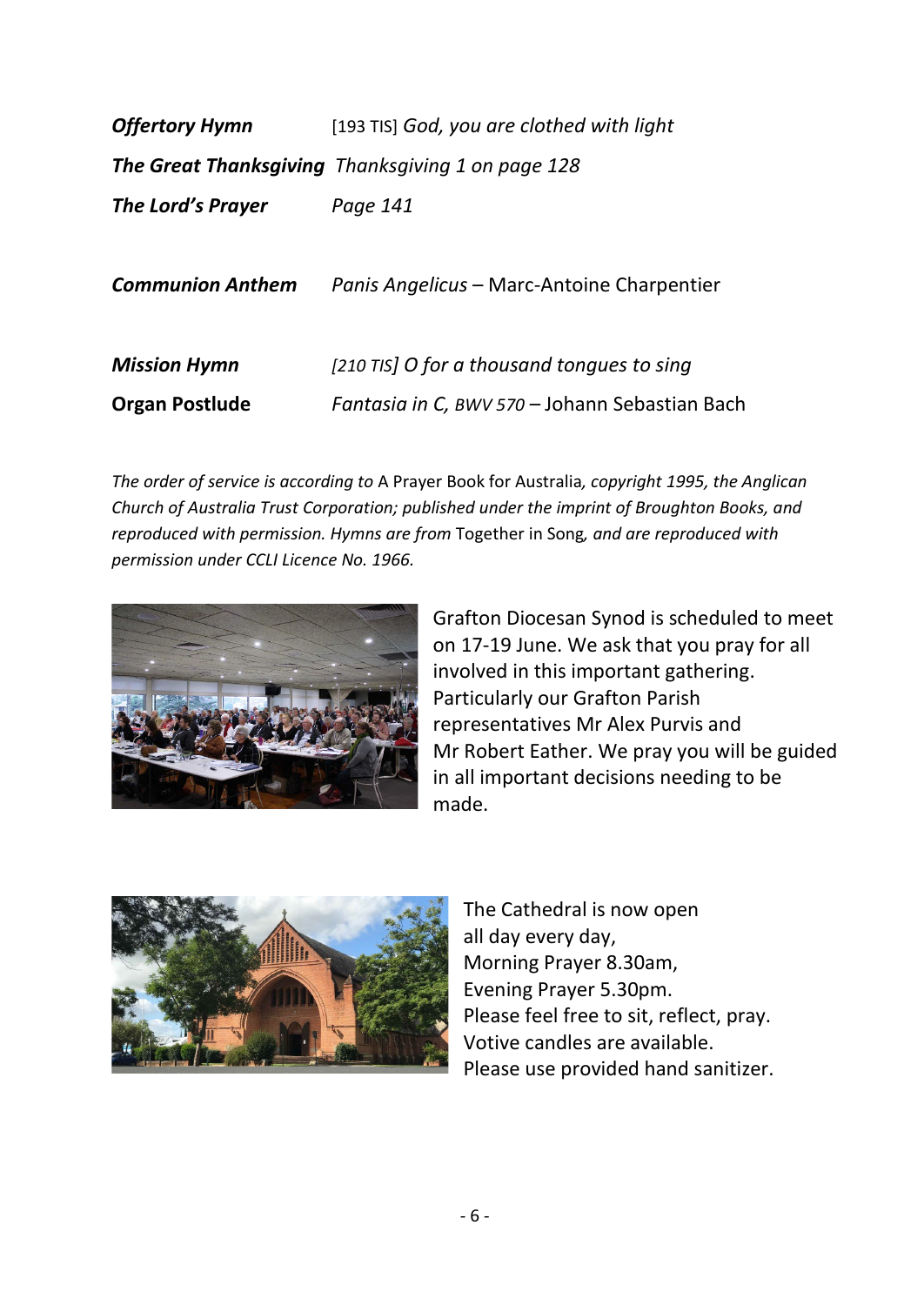***Offertory Hymn*** [193 TIS] *God, you are clothed with light*

***The Great Thanksgiving*** *Thanksgiving 1 on page 128*

***The Lord's Prayer*** *Page 141*

***Communion Anthem*** *Panis Angelicus* – Marc-Antoine Charpentier

***Mission Hymn*** *[210 TIS] O for a thousand tongues to sing*

**Organ Postlude** *Fantasia in C, BWV 570* – Johann Sebastian Bach

*The order of service is according to* A Prayer Book for Australia*, copyright 1995, the Anglican Church of Australia Trust Corporation; published under the imprint of Broughton Books, and reproduced with permission. Hymns are from* Together in Song*, and are reproduced with permission under CCLI Licence No. 1966.*

Grafton Diocesan Synod is scheduled to meet on 17-19 June. We ask that you pray for all involved in this important gathering. Particularly our Grafton Parish representatives Mr Alex Purvis and Mr Robert Eather. We pray you will be guided in all important decisions needing to be made.

The Cathedral is now open
all day every day,
Morning Prayer 8.30am,
Evening Prayer 5.30pm.
Please feel free to sit, reflect, pray.
Votive candles are available.
Please use provided hand sanitizer.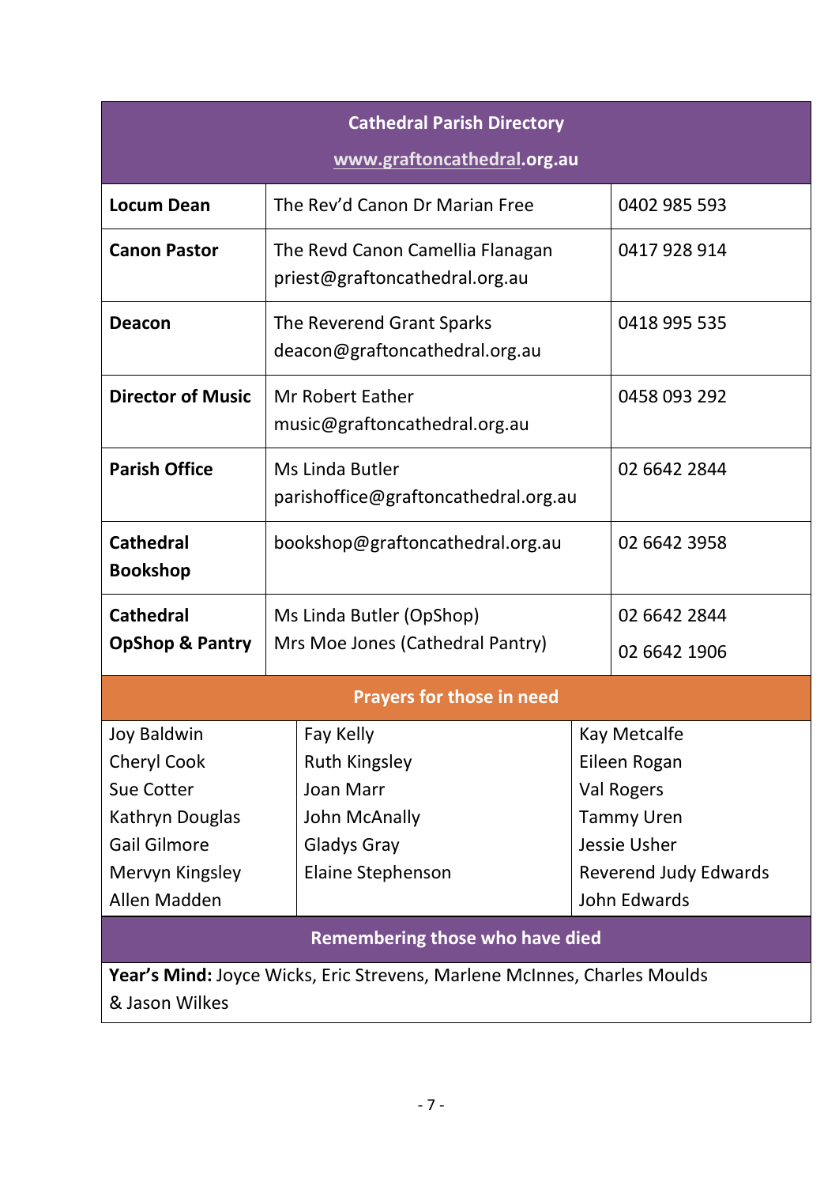## Cathedral Parish Directory

www.graftoncathedral.org.au

| | | |
|---|---|---|
| **Locum Dean** | The Rev'd Canon Dr Marian Free | 0402 985 593 |
| **Canon Pastor** | The Revd Canon Camellia Flanagan<br>priest@graftoncathedral.org.au | 0417 928 914 |
| **Deacon** | The Reverend Grant Sparks<br>deacon@graftoncathedral.org.au | 0418 995 535 |
| **Director of Music** | Mr Robert Eather<br>music@graftoncathedral.org.au | 0458 093 292 |
| **Parish Office** | Ms Linda Butler<br>parishoffice@graftoncathedral.org.au | 02 6642 2844 |
| **Cathedral Bookshop** | bookshop@graftoncathedral.org.au | 02 6642 3958 |
| **Cathedral OpShop & Pantry** | Ms Linda Butler (OpShop)<br>Mrs Moe Jones (Cathedral Pantry) | 02 6642 2844<br>02 6642 1906 |

## Prayers for those in need

| | | |
|---|---|---|
| Joy Baldwin | Fay Kelly | Kay Metcalfe |
| Cheryl Cook | Ruth Kingsley | Eileen Rogan |
| Sue Cotter | Joan Marr | Val Rogers |
| Kathryn Douglas | John McAnally | Tammy Uren |
| Gail Gilmore | Gladys Gray | Jessie Usher |
| Mervyn Kingsley | Elaine Stephenson | Reverend Judy Edwards |
| Allen Madden | | John Edwards |

## Remembering those who have died

**Year's Mind:** Joyce Wicks, Eric Strevens, Marlene McInnes, Charles Moulds & Jason Wilkes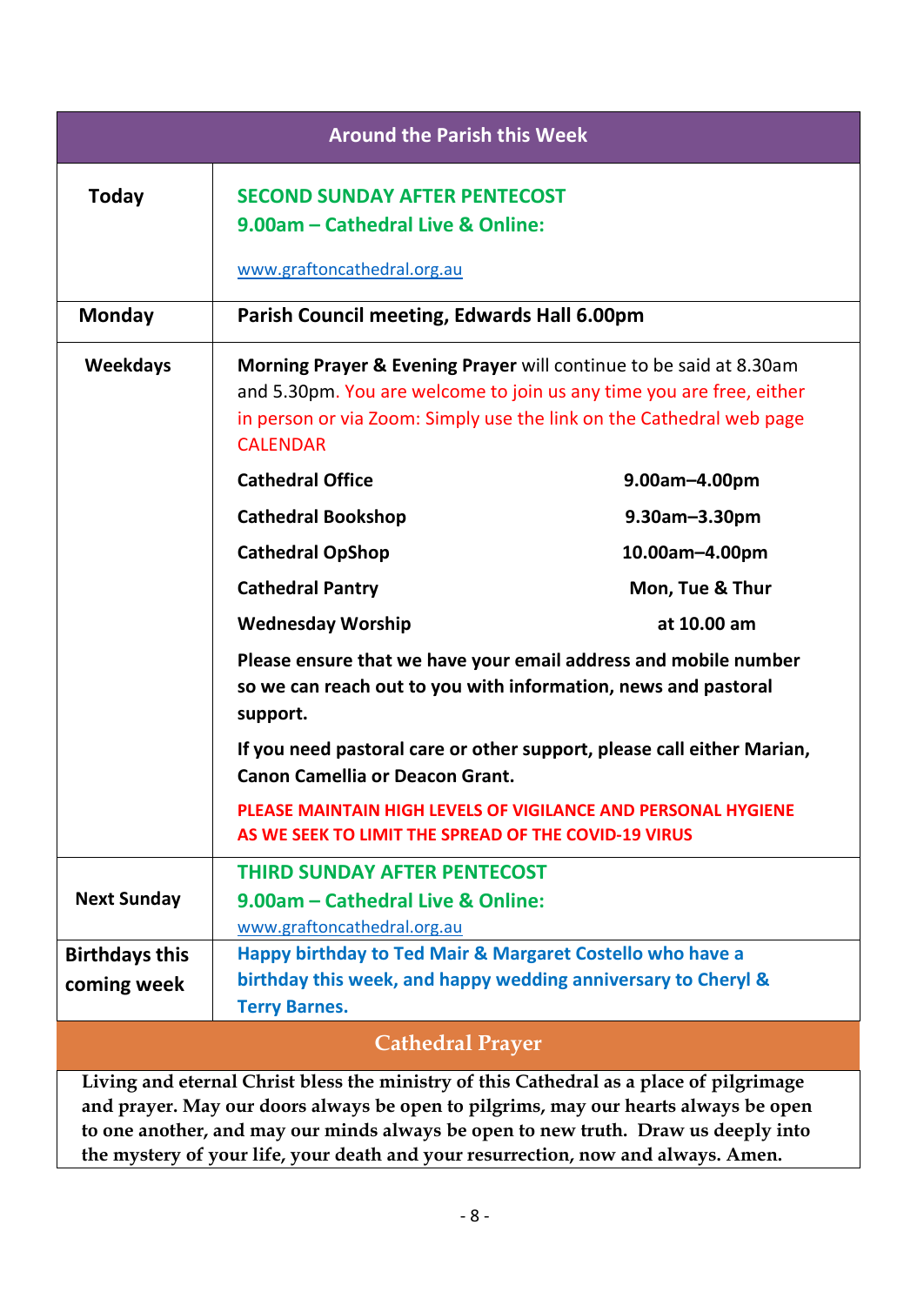## Around the Parish this Week

| | |
|---|---|
| **Today** | **SECOND SUNDAY AFTER PENTECOST**<br>**9.00am – Cathedral Live & Online:**<br>www.graftoncathedral.org.au |
| **Monday** | **Parish Council meeting, Edwards Hall 6.00pm** |
| **Weekdays** | **Morning Prayer & Evening Prayer** will continue to be said at 8.30am and 5.30pm. You are welcome to join us any time you are free, either in person or via Zoom: Simply use the link on the Cathedral web page CALENDAR<br>**Cathedral Office** — **9.00am–4.00pm**<br>**Cathedral Bookshop** — **9.30am–3.30pm**<br>**Cathedral OpShop** — **10.00am–4.00pm**<br>**Cathedral Pantry** — **Mon, Tue & Thur**<br>**Wednesday Worship** — **at 10.00 am**<br>**Please ensure that we have your email address and mobile number so we can reach out to you with information, news and pastoral support.**<br>**If you need pastoral care or other support, please call either Marian, Canon Camellia or Deacon Grant.**<br>**PLEASE MAINTAIN HIGH LEVELS OF VIGILANCE AND PERSONAL HYGIENE AS WE SEEK TO LIMIT THE SPREAD OF THE COVID-19 VIRUS** |
| **Next Sunday** | **THIRD SUNDAY AFTER PENTECOST**<br>**9.00am – Cathedral Live & Online:**<br>www.graftoncathedral.org.au |
| **Birthdays this coming week** | **Happy birthday to Ted Mair & Margaret Costello who have a birthday this week, and happy wedding anniversary to Cheryl & Terry Barnes.** |

## Cathedral Prayer

**Living and eternal Christ bless the ministry of this Cathedral as a place of pilgrimage and prayer. May our doors always be open to pilgrims, may our hearts always be open to one another, and may our minds always be open to new truth. Draw us deeply into the mystery of your life, your death and your resurrection, now and always. Amen.**